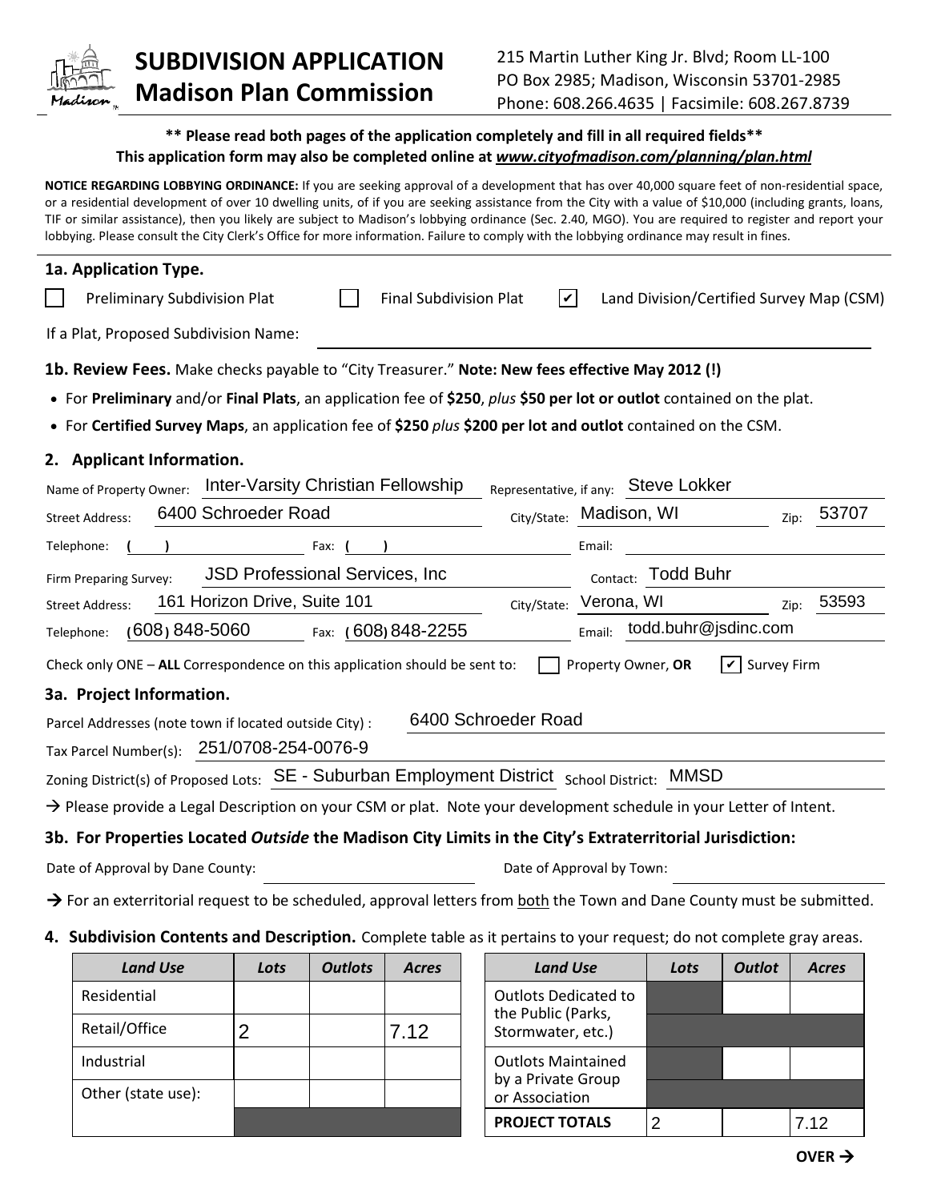# SUBDIVISION APPLICATION
## Madison Plan Commission

215 Martin Luther King Jr. Blvd; Room LL-100
PO Box 2985; Madison, Wisconsin 53701-2985
Phone: 608.266.4635 | Facsimile: 608.267.8739

**\*\* Please read both pages of the application completely and fill in all required fields\*\***
**This application form may also be completed online at *www.cityofmadison.com/planning/plan.html***

**NOTICE REGARDING LOBBYING ORDINANCE:** If you are seeking approval of a development that has over 40,000 square feet of non-residential space, or a residential development of over 10 dwelling units, of if you are seeking assistance from the City with a value of $10,000 (including grants, loans, TIF or similar assistance), then you likely are subject to Madison's lobbying ordinance (Sec. 2.40, MGO). You are required to register and report your lobbying. Please consult the City Clerk's Office for more information. Failure to comply with the lobbying ordinance may result in fines.

### 1a. Application Type.

☐ Preliminary Subdivision Plat  ☐ Final Subdivision Plat  ☑ Land Division/Certified Survey Map (CSM)

If a Plat, Proposed Subdivision Name: ______

**1b. Review Fees.** Make checks payable to "City Treasurer." **Note: New fees effective May 2012 (!)**

- For **Preliminary** and/or **Final Plats**, an application fee of **$250**, *plus* **$50 per lot or outlot** contained on the plat.
- For **Certified Survey Maps**, an application fee of **$250** *plus* **$200 per lot and outlot** contained on the CSM.

### 2. Applicant Information.

Name of Property Owner: Inter-Varsity Christian Fellowship  Representative, if any: Steve Lokker
Street Address: 6400 Schroeder Road  City/State: Madison, WI  Zip: 53707
Telephone: ( )  Fax: ( )  Email:

Firm Preparing Survey: JSD Professional Services, Inc  Contact: Todd Buhr
Street Address: 161 Horizon Drive, Suite 101  City/State: Verona, WI  Zip: 53593
Telephone: (608) 848-5060  Fax: (608) 848-2255  Email: todd.buhr@jsdinc.com

Check only ONE – **ALL** Correspondence on this application should be sent to: ☐ Property Owner, **OR** ☑ Survey Firm

### 3a. Project Information.

Parcel Addresses (note town if located outside City) : 6400 Schroeder Road
Tax Parcel Number(s): 251/0708-254-0076-9
Zoning District(s) of Proposed Lots: SE - Suburban Employment District  School District: MMSD

→ Please provide a Legal Description on your CSM or plat. Note your development schedule in your Letter of Intent.

### 3b. For Properties Located *Outside* the Madison City Limits in the City's Extraterritorial Jurisdiction:

Date of Approval by Dane County: ______  Date of Approval by Town: ______

→ For an exterritorial request to be scheduled, approval letters from both the Town and Dane County must be submitted.

### 4. Subdivision Contents and Description.
Complete table as it pertains to your request; do not complete gray areas.

| *Land Use* | *Lots* | *Outlots* | *Acres* |
|---|---|---|---|
| Residential | | | |
| Retail/Office | 2 | | 7.12 |
| Industrial | | | |
| Other (state use): | | | |

| *Land Use* | *Lots* | *Outlot* | *Acres* |
|---|---|---|---|
| Outlots Dedicated to the Public (Parks, Stormwater, etc.) | | | |
| Outlots Maintained by a Private Group or Association | | | |
| **PROJECT TOTALS** | 2 | | 7.12 |

**OVER →**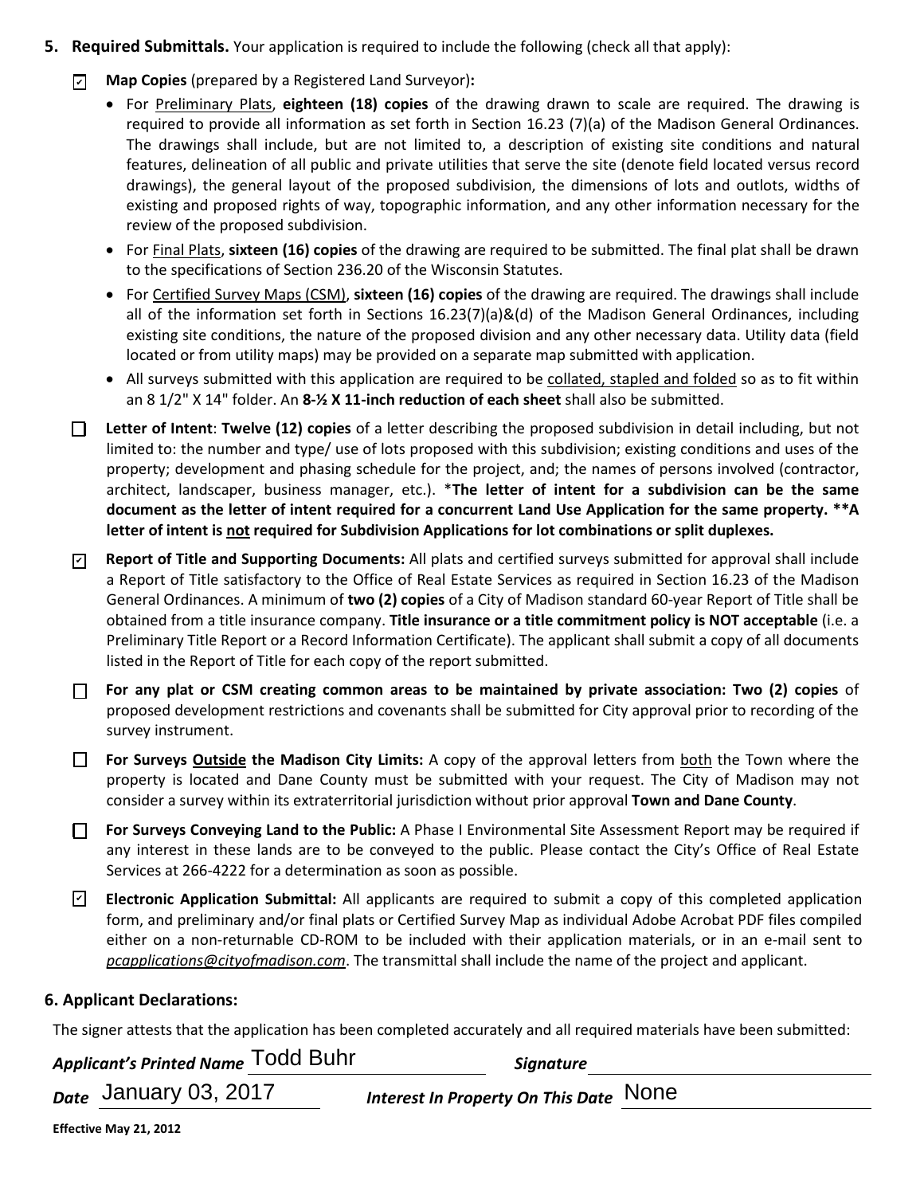**5. Required Submittals.** Your application is required to include the following (check all that apply):

- [x] **Map Copies** (prepared by a Registered Land Surveyor)**:**
  - For Preliminary Plats, **eighteen (18) copies** of the drawing drawn to scale are required. The drawing is required to provide all information as set forth in Section 16.23 (7)(a) of the Madison General Ordinances. The drawings shall include, but are not limited to, a description of existing site conditions and natural features, delineation of all public and private utilities that serve the site (denote field located versus record drawings), the general layout of the proposed subdivision, the dimensions of lots and outlots, widths of existing and proposed rights of way, topographic information, and any other information necessary for the review of the proposed subdivision.
  - For Final Plats, **sixteen (16) copies** of the drawing are required to be submitted. The final plat shall be drawn to the specifications of Section 236.20 of the Wisconsin Statutes.
  - For Certified Survey Maps (CSM), **sixteen (16) copies** of the drawing are required. The drawings shall include all of the information set forth in Sections 16.23(7)(a)&(d) of the Madison General Ordinances, including existing site conditions, the nature of the proposed division and any other necessary data. Utility data (field located or from utility maps) may be provided on a separate map submitted with application.
  - All surveys submitted with this application are required to be collated, stapled and folded so as to fit within an 8 1/2" X 14" folder. An **8-½ X 11-inch reduction of each sheet** shall also be submitted.

- [ ] **Letter of Intent**: **Twelve (12) copies** of a letter describing the proposed subdivision in detail including, but not limited to: the number and type/ use of lots proposed with this subdivision; existing conditions and uses of the property; development and phasing schedule for the project, and; the names of persons involved (contractor, architect, landscaper, business manager, etc.). ***The letter of intent for a subdivision can be the same document as the letter of intent required for a concurrent Land Use Application for the same property. **A letter of intent is not required for Subdivision Applications for lot combinations or split duplexes.**

- [x] **Report of Title and Supporting Documents:** All plats and certified surveys submitted for approval shall include a Report of Title satisfactory to the Office of Real Estate Services as required in Section 16.23 of the Madison General Ordinances. A minimum of **two (2) copies** of a City of Madison standard 60-year Report of Title shall be obtained from a title insurance company. **Title insurance or a title commitment policy is NOT acceptable** (i.e. a Preliminary Title Report or a Record Information Certificate). The applicant shall submit a copy of all documents listed in the Report of Title for each copy of the report submitted.

- [ ] **For any plat or CSM creating common areas to be maintained by private association: Two (2) copies** of proposed development restrictions and covenants shall be submitted for City approval prior to recording of the survey instrument.

- [ ] **For Surveys Outside the Madison City Limits:** A copy of the approval letters from both the Town where the property is located and Dane County must be submitted with your request. The City of Madison may not consider a survey within its extraterritorial jurisdiction without prior approval **Town and Dane County**.

- [ ] **For Surveys Conveying Land to the Public:** A Phase I Environmental Site Assessment Report may be required if any interest in these lands are to be conveyed to the public. Please contact the City's Office of Real Estate Services at 266-4222 for a determination as soon as possible.

- [x] **Electronic Application Submittal:** All applicants are required to submit a copy of this completed application form, and preliminary and/or final plats or Certified Survey Map as individual Adobe Acrobat PDF files compiled either on a non-returnable CD-ROM to be included with their application materials, or in an e-mail sent to *pcapplications@cityofmadison.com*. The transmittal shall include the name of the project and applicant.

## 6. Applicant Declarations:

The signer attests that the application has been completed accurately and all required materials have been submitted:

***Applicant's Printed Name*** Todd Buhr ***Signature*** ____________________

***Date*** January 03, 2017 ***Interest In Property On This Date*** None

**Effective May 21, 2012**